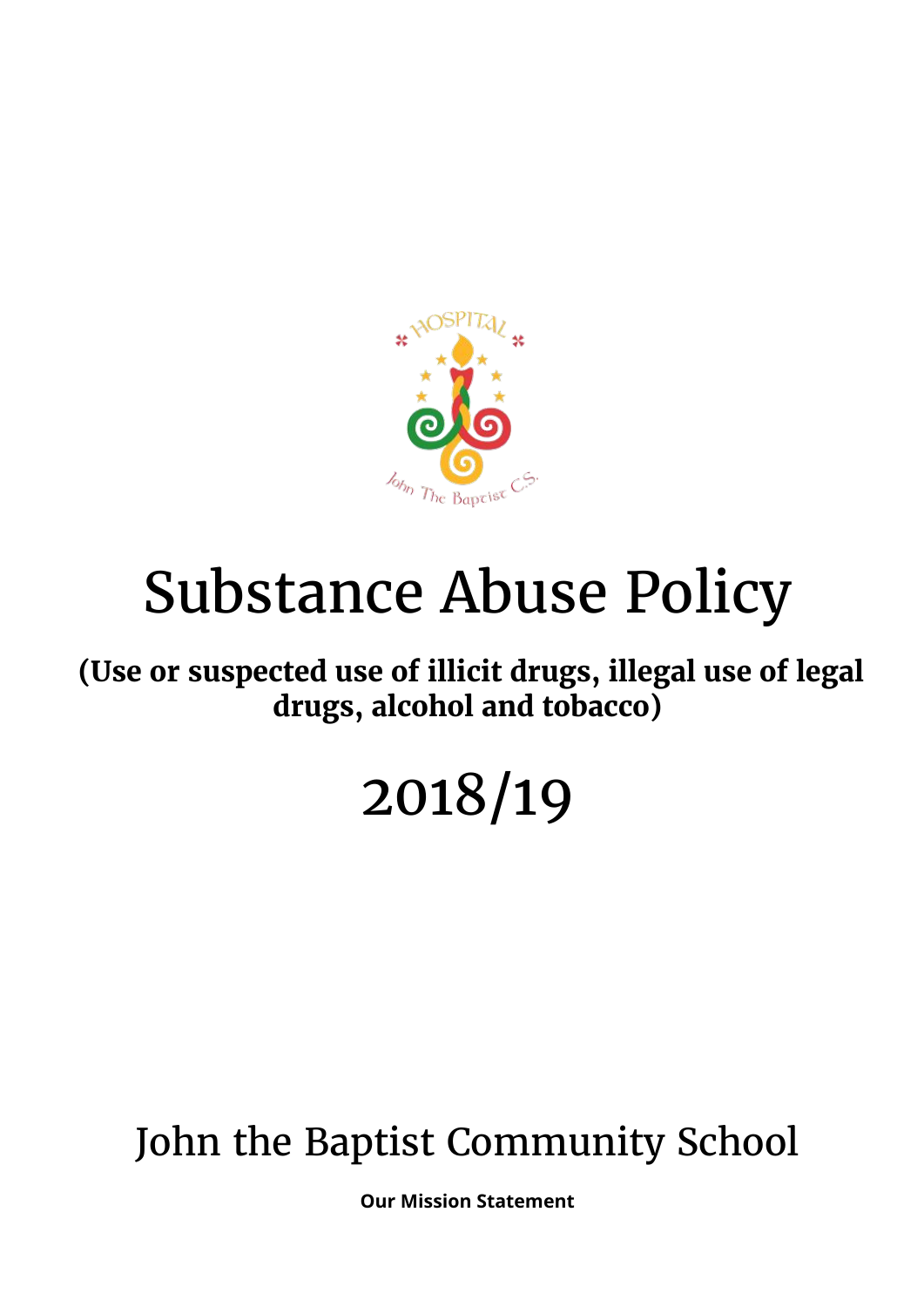# Substance Abuse Policy

**(Use or suspected use of illicit drugs, illegal use of legal drugs, alcohol and tobacco)**

# 2018/19

## John the Baptist Community School

**Our Mission Statement**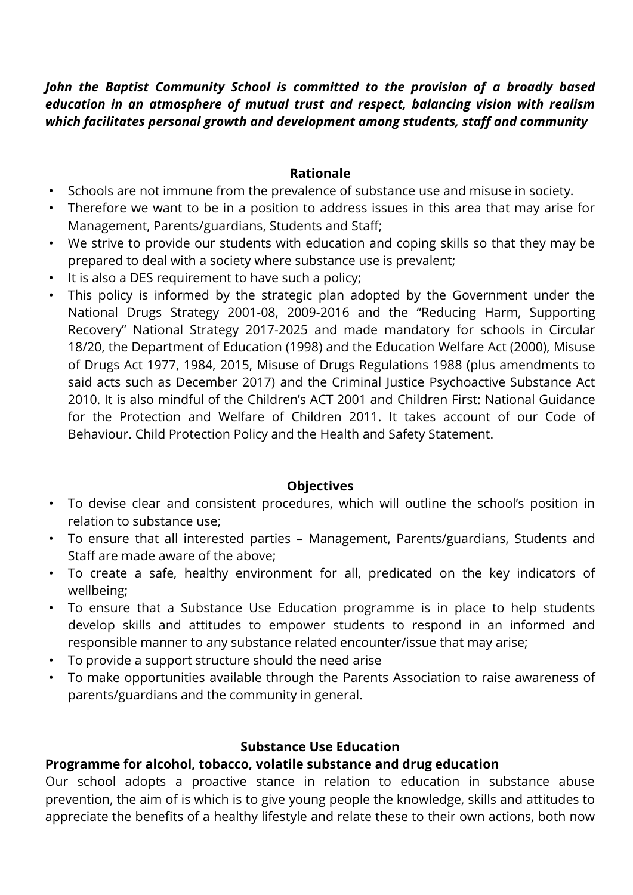***John the Baptist Community School is committed to the provision of a broadly based education in an atmosphere of mutual trust and respect, balancing vision with realism which facilitates personal growth and development among students, staff and community***

## Rationale

- Schools are not immune from the prevalence of substance use and misuse in society.
- Therefore we want to be in a position to address issues in this area that may arise for Management, Parents/guardians, Students and Staff;
- We strive to provide our students with education and coping skills so that they may be prepared to deal with a society where substance use is prevalent;
- It is also a DES requirement to have such a policy;
- This policy is informed by the strategic plan adopted by the Government under the National Drugs Strategy 2001-08, 2009-2016 and the "Reducing Harm, Supporting Recovery" National Strategy 2017-2025 and made mandatory for schools in Circular 18/20, the Department of Education (1998) and the Education Welfare Act (2000), Misuse of Drugs Act 1977, 1984, 2015, Misuse of Drugs Regulations 1988 (plus amendments to said acts such as December 2017) and the Criminal Justice Psychoactive Substance Act 2010. It is also mindful of the Children's ACT 2001 and Children First: National Guidance for the Protection and Welfare of Children 2011. It takes account of our Code of Behaviour. Child Protection Policy and the Health and Safety Statement.

## Objectives

- To devise clear and consistent procedures, which will outline the school's position in relation to substance use;
- To ensure that all interested parties – Management, Parents/guardians, Students and Staff are made aware of the above;
- To create a safe, healthy environment for all, predicated on the key indicators of wellbeing;
- To ensure that a Substance Use Education programme is in place to help students develop skills and attitudes to empower students to respond in an informed and responsible manner to any substance related encounter/issue that may arise;
- To provide a support structure should the need arise
- To make opportunities available through the Parents Association to raise awareness of parents/guardians and the community in general.

## Substance Use Education

### Programme for alcohol, tobacco, volatile substance and drug education

Our school adopts a proactive stance in relation to education in substance abuse prevention, the aim of is which is to give young people the knowledge, skills and attitudes to appreciate the benefits of a healthy lifestyle and relate these to their own actions, both now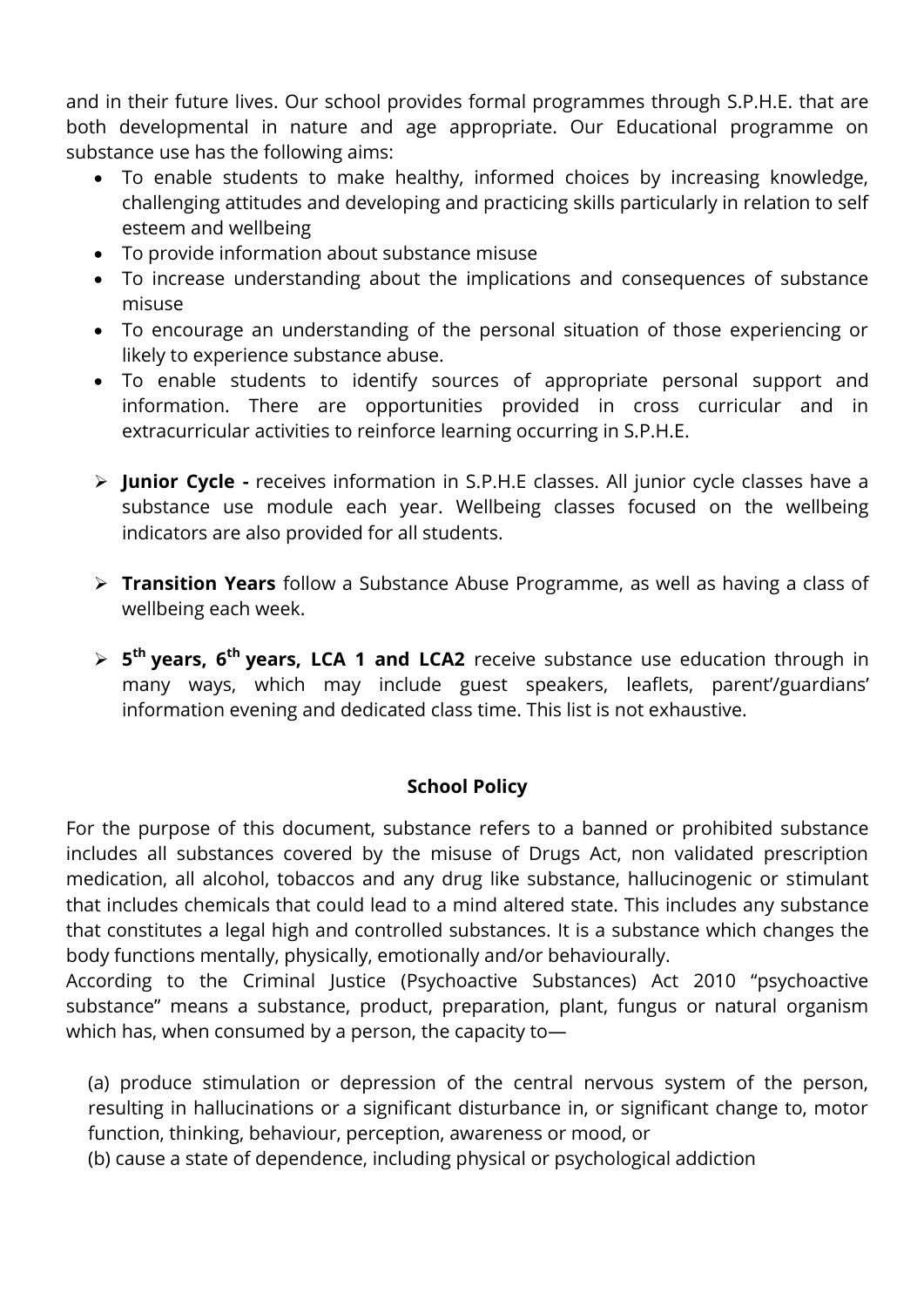and in their future lives. Our school provides formal programmes through S.P.H.E. that are both developmental in nature and age appropriate. Our Educational programme on substance use has the following aims:

- To enable students to make healthy, informed choices by increasing knowledge, challenging attitudes and developing and practicing skills particularly in relation to self esteem and wellbeing
- To provide information about substance misuse
- To increase understanding about the implications and consequences of substance misuse
- To encourage an understanding of the personal situation of those experiencing or likely to experience substance abuse.
- To enable students to identify sources of appropriate personal support and information. There are opportunities provided in cross curricular and in extracurricular activities to reinforce learning occurring in S.P.H.E.

- **Junior Cycle -** receives information in S.P.H.E classes. All junior cycle classes have a substance use module each year. Wellbeing classes focused on the wellbeing indicators are also provided for all students.

- **Transition Years** follow a Substance Abuse Programme, as well as having a class of wellbeing each week.

- **5th years, 6th years, LCA 1 and LCA2** receive substance use education through in many ways, which may include guest speakers, leaflets, parent'/guardians' information evening and dedicated class time. This list is not exhaustive.

## School Policy

For the purpose of this document, substance refers to a banned or prohibited substance includes all substances covered by the misuse of Drugs Act, non validated prescription medication, all alcohol, tobaccos and any drug like substance, hallucinogenic or stimulant that includes chemicals that could lead to a mind altered state. This includes any substance that constitutes a legal high and controlled substances. It is a substance which changes the body functions mentally, physically, emotionally and/or behaviourally.

According to the Criminal Justice (Psychoactive Substances) Act 2010 "psychoactive substance" means a substance, product, preparation, plant, fungus or natural organism which has, when consumed by a person, the capacity to—

(a) produce stimulation or depression of the central nervous system of the person, resulting in hallucinations or a significant disturbance in, or significant change to, motor function, thinking, behaviour, perception, awareness or mood, or

(b) cause a state of dependence, including physical or psychological addiction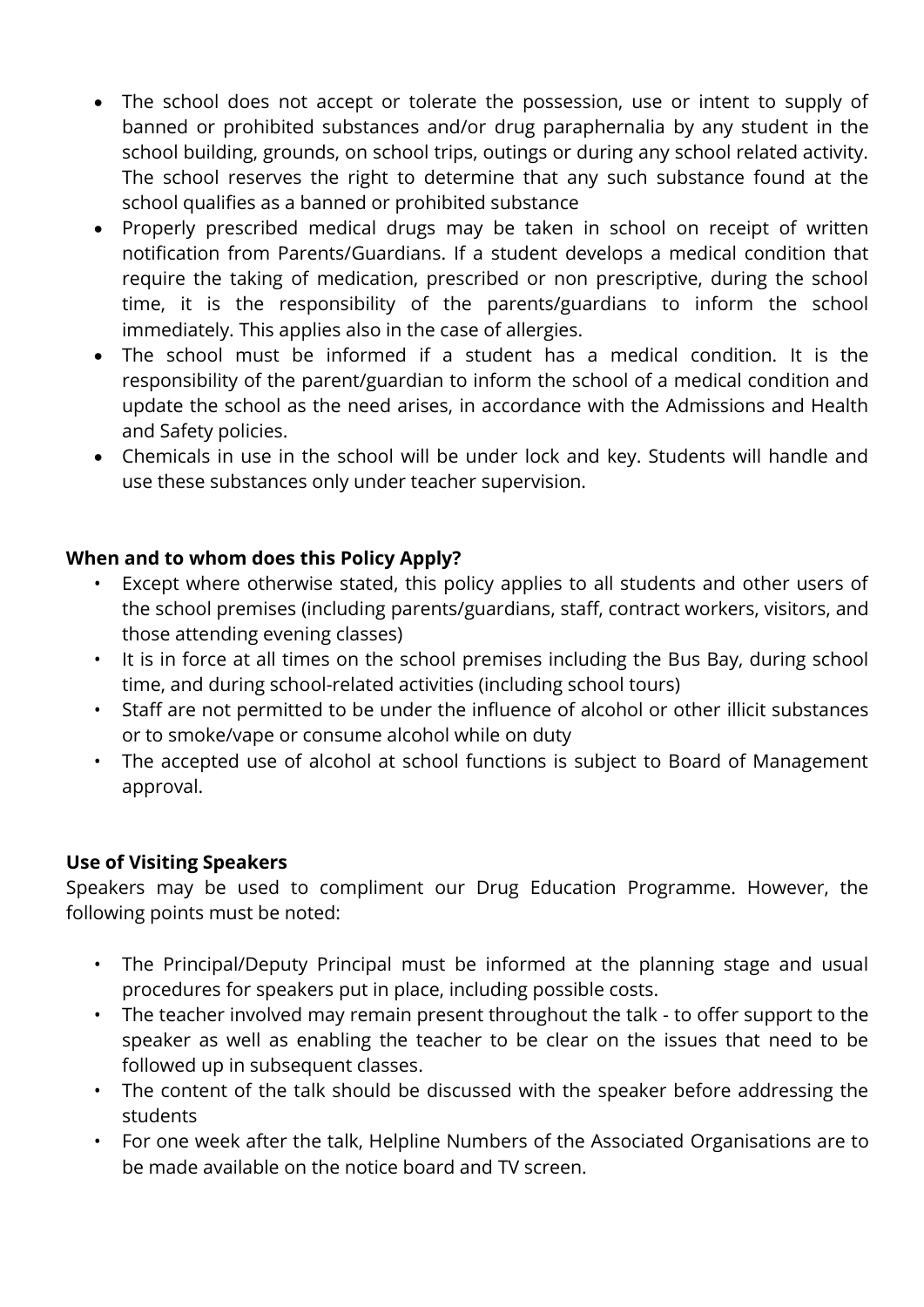- The school does not accept or tolerate the possession, use or intent to supply of banned or prohibited substances and/or drug paraphernalia by any student in the school building, grounds, on school trips, outings or during any school related activity. The school reserves the right to determine that any such substance found at the school qualifies as a banned or prohibited substance
- Properly prescribed medical drugs may be taken in school on receipt of written notification from Parents/Guardians. If a student develops a medical condition that require the taking of medication, prescribed or non prescriptive, during the school time, it is the responsibility of the parents/guardians to inform the school immediately. This applies also in the case of allergies.
- The school must be informed if a student has a medical condition. It is the responsibility of the parent/guardian to inform the school of a medical condition and update the school as the need arises, in accordance with the Admissions and Health and Safety policies.
- Chemicals in use in the school will be under lock and key. Students will handle and use these substances only under teacher supervision.

**When and to whom does this Policy Apply?**

- Except where otherwise stated, this policy applies to all students and other users of the school premises (including parents/guardians, staff, contract workers, visitors, and those attending evening classes)
- It is in force at all times on the school premises including the Bus Bay, during school time, and during school-related activities (including school tours)
- Staff are not permitted to be under the influence of alcohol or other illicit substances or to smoke/vape or consume alcohol while on duty
- The accepted use of alcohol at school functions is subject to Board of Management approval.

**Use of Visiting Speakers**

Speakers may be used to compliment our Drug Education Programme. However, the following points must be noted:

- The Principal/Deputy Principal must be informed at the planning stage and usual procedures for speakers put in place, including possible costs.
- The teacher involved may remain present throughout the talk - to offer support to the speaker as well as enabling the teacher to be clear on the issues that need to be followed up in subsequent classes.
- The content of the talk should be discussed with the speaker before addressing the students
- For one week after the talk, Helpline Numbers of the Associated Organisations are to be made available on the notice board and TV screen.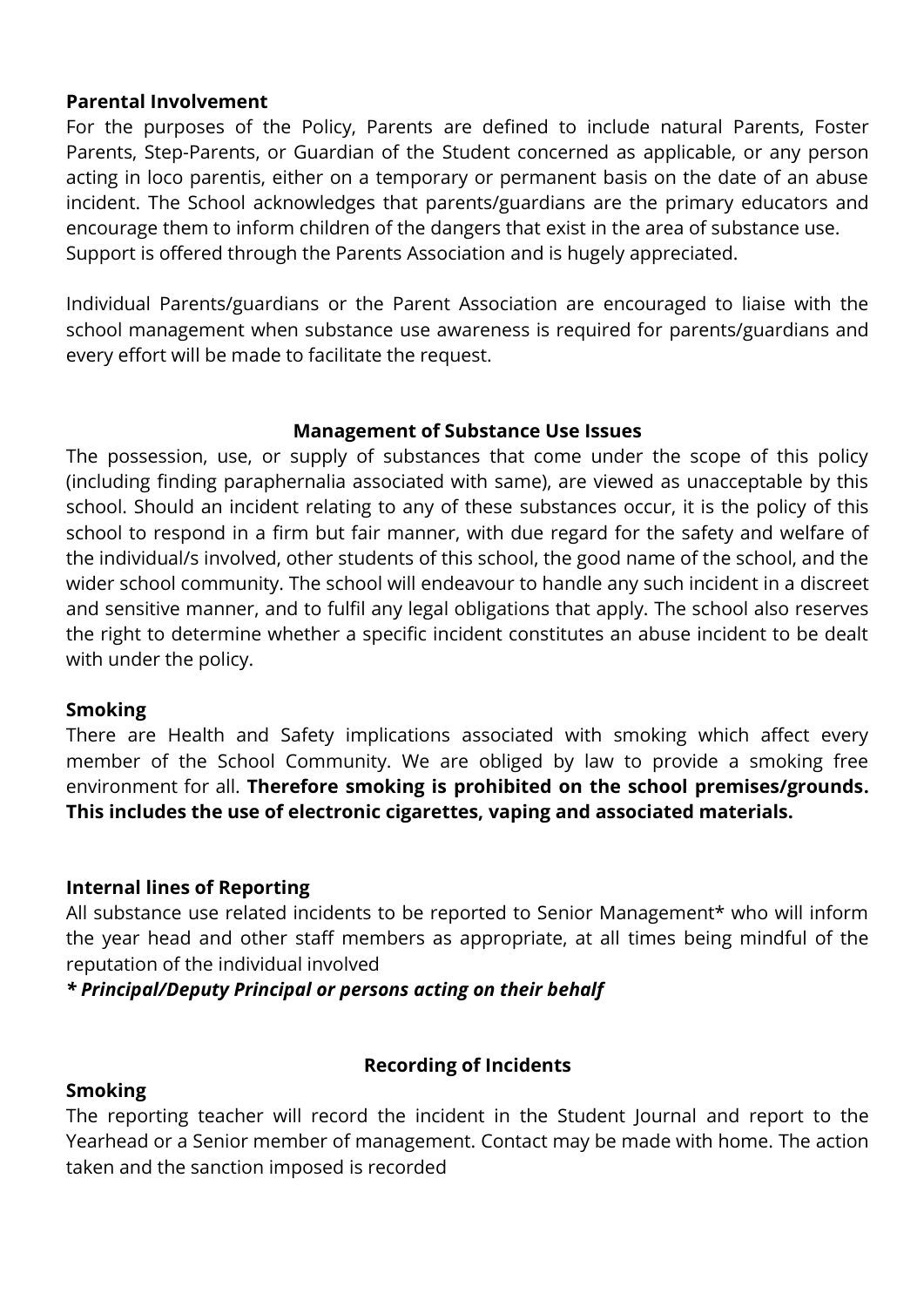**Parental Involvement**

For the purposes of the Policy, Parents are defined to include natural Parents, Foster Parents, Step-Parents, or Guardian of the Student concerned as applicable, or any person acting in loco parentis, either on a temporary or permanent basis on the date of an abuse incident. The School acknowledges that parents/guardians are the primary educators and encourage them to inform children of the dangers that exist in the area of substance use. Support is offered through the Parents Association and is hugely appreciated.

Individual Parents/guardians or the Parent Association are encouraged to liaise with the school management when substance use awareness is required for parents/guardians and every effort will be made to facilitate the request.

**Management of Substance Use Issues**

The possession, use, or supply of substances that come under the scope of this policy (including finding paraphernalia associated with same), are viewed as unacceptable by this school. Should an incident relating to any of these substances occur, it is the policy of this school to respond in a firm but fair manner, with due regard for the safety and welfare of the individual/s involved, other students of this school, the good name of the school, and the wider school community. The school will endeavour to handle any such incident in a discreet and sensitive manner, and to fulfil any legal obligations that apply. The school also reserves the right to determine whether a specific incident constitutes an abuse incident to be dealt with under the policy.

**Smoking**

There are Health and Safety implications associated with smoking which affect every member of the School Community. We are obliged by law to provide a smoking free environment for all. **Therefore smoking is prohibited on the school premises/grounds. This includes the use of electronic cigarettes, vaping and associated materials.**

**Internal lines of Reporting**

All substance use related incidents to be reported to Senior Management* who will inform the year head and other staff members as appropriate, at all times being mindful of the reputation of the individual involved

***\* Principal/Deputy Principal or persons acting on their behalf***

**Recording of Incidents**

**Smoking**

The reporting teacher will record the incident in the Student Journal and report to the Yearhead or a Senior member of management. Contact may be made with home. The action taken and the sanction imposed is recorded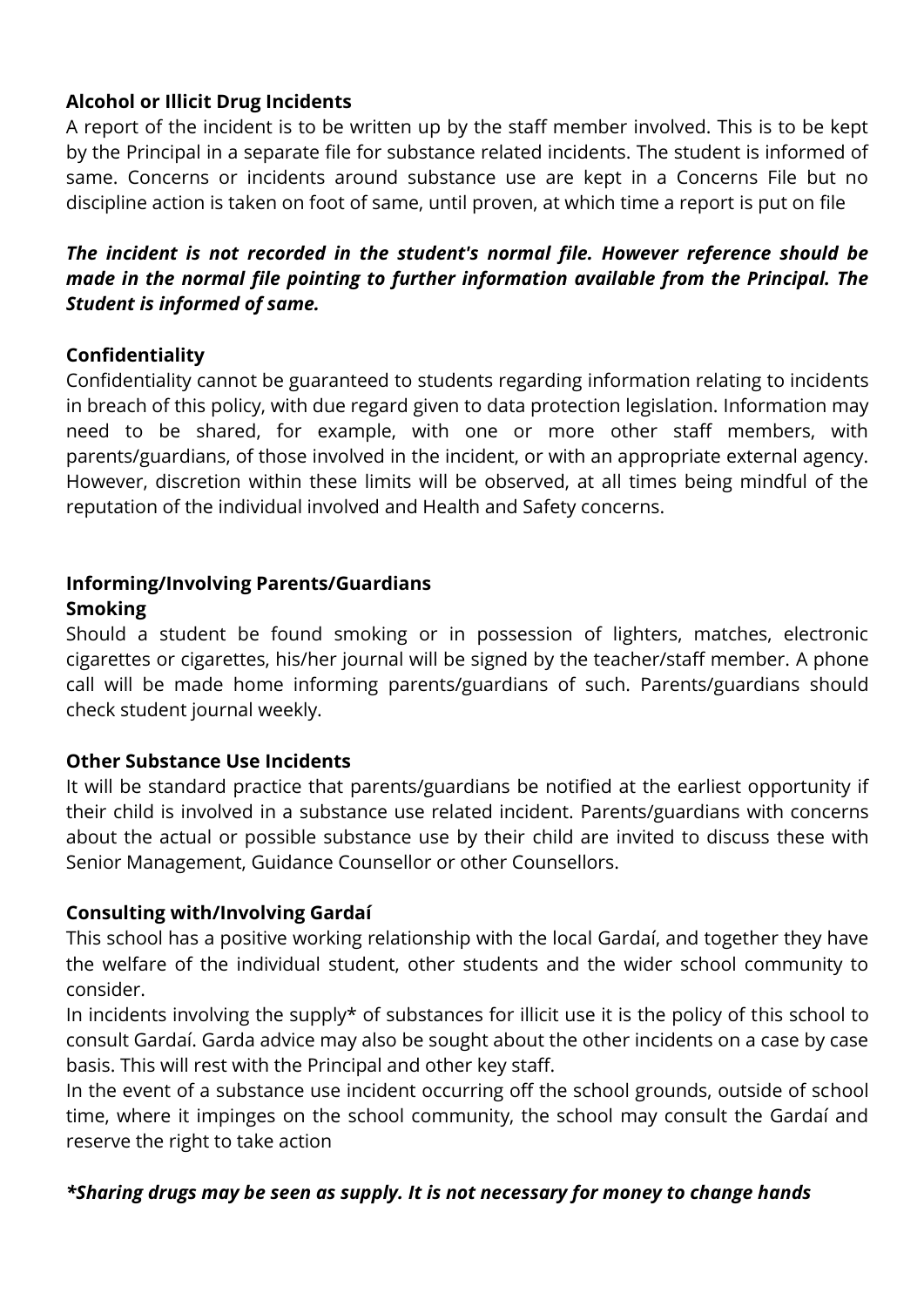**Alcohol or Illicit Drug Incidents**

A report of the incident is to be written up by the staff member involved. This is to be kept by the Principal in a separate file for substance related incidents. The student is informed of same. Concerns or incidents around substance use are kept in a Concerns File but no discipline action is taken on foot of same, until proven, at which time a report is put on file

***The incident is not recorded in the student's normal file. However reference should be made in the normal file pointing to further information available from the Principal. The Student is informed of same.***

**Confidentiality**

Confidentiality cannot be guaranteed to students regarding information relating to incidents in breach of this policy, with due regard given to data protection legislation. Information may need to be shared, for example, with one or more other staff members, with parents/guardians, of those involved in the incident, or with an appropriate external agency. However, discretion within these limits will be observed, at all times being mindful of the reputation of the individual involved and Health and Safety concerns.

**Informing/Involving Parents/Guardians**

**Smoking**

Should a student be found smoking or in possession of lighters, matches, electronic cigarettes or cigarettes, his/her journal will be signed by the teacher/staff member. A phone call will be made home informing parents/guardians of such. Parents/guardians should check student journal weekly.

**Other Substance Use Incidents**

It will be standard practice that parents/guardians be notified at the earliest opportunity if their child is involved in a substance use related incident. Parents/guardians with concerns about the actual or possible substance use by their child are invited to discuss these with Senior Management, Guidance Counsellor or other Counsellors.

**Consulting with/Involving Gardaí**

This school has a positive working relationship with the local Gardaí, and together they have the welfare of the individual student, other students and the wider school community to consider.

In incidents involving the supply* of substances for illicit use it is the policy of this school to consult Gardaí. Garda advice may also be sought about the other incidents on a case by case basis. This will rest with the Principal and other key staff.

In the event of a substance use incident occurring off the school grounds, outside of school time, where it impinges on the school community, the school may consult the Gardaí and reserve the right to take action

***Sharing drugs may be seen as supply. It is not necessary for money to change hands***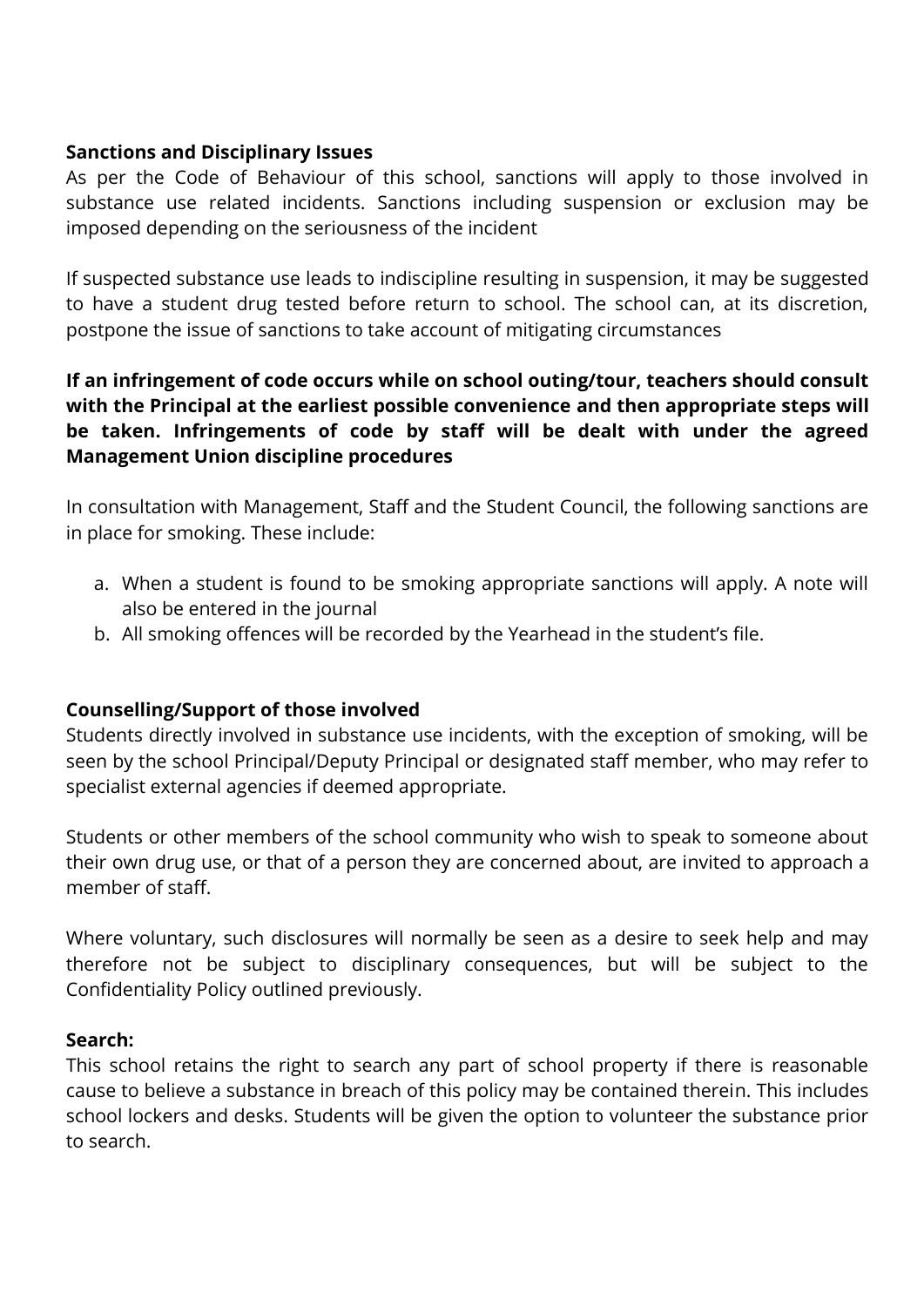**Sanctions and Disciplinary Issues**

As per the Code of Behaviour of this school, sanctions will apply to those involved in substance use related incidents. Sanctions including suspension or exclusion may be imposed depending on the seriousness of the incident

If suspected substance use leads to indiscipline resulting in suspension, it may be suggested to have a student drug tested before return to school. The school can, at its discretion, postpone the issue of sanctions to take account of mitigating circumstances

**If an infringement of code occurs while on school outing/tour, teachers should consult with the Principal at the earliest possible convenience and then appropriate steps will be taken. Infringements of code by staff will be dealt with under the agreed Management Union discipline procedures**

In consultation with Management, Staff and the Student Council, the following sanctions are in place for smoking. These include:

a. When a student is found to be smoking appropriate sanctions will apply. A note will also be entered in the journal
b. All smoking offences will be recorded by the Yearhead in the student's file.

**Counselling/Support of those involved**

Students directly involved in substance use incidents, with the exception of smoking, will be seen by the school Principal/Deputy Principal or designated staff member, who may refer to specialist external agencies if deemed appropriate.

Students or other members of the school community who wish to speak to someone about their own drug use, or that of a person they are concerned about, are invited to approach a member of staff.

Where voluntary, such disclosures will normally be seen as a desire to seek help and may therefore not be subject to disciplinary consequences, but will be subject to the Confidentiality Policy outlined previously.

**Search:**

This school retains the right to search any part of school property if there is reasonable cause to believe a substance in breach of this policy may be contained therein. This includes school lockers and desks. Students will be given the option to volunteer the substance prior to search.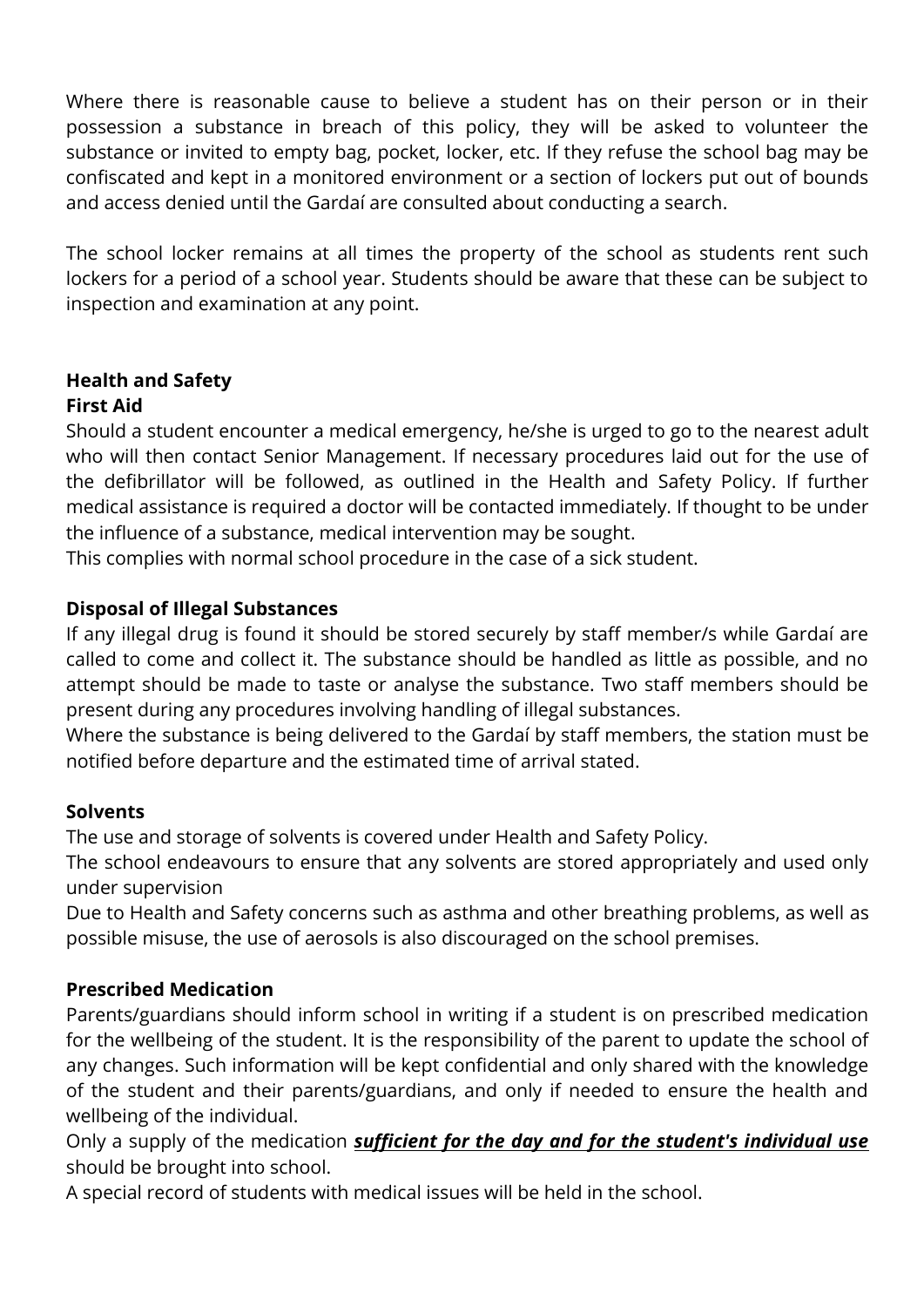Where there is reasonable cause to believe a student has on their person or in their possession a substance in breach of this policy, they will be asked to volunteer the substance or invited to empty bag, pocket, locker, etc. If they refuse the school bag may be confiscated and kept in a monitored environment or a section of lockers put out of bounds and access denied until the Gardaí are consulted about conducting a search.

The school locker remains at all times the property of the school as students rent such lockers for a period of a school year. Students should be aware that these can be subject to inspection and examination at any point.

**Health and Safety**

**First Aid**

Should a student encounter a medical emergency, he/she is urged to go to the nearest adult who will then contact Senior Management. If necessary procedures laid out for the use of the defibrillator will be followed, as outlined in the Health and Safety Policy. If further medical assistance is required a doctor will be contacted immediately. If thought to be under the influence of a substance, medical intervention may be sought.
This complies with normal school procedure in the case of a sick student.

**Disposal of Illegal Substances**

If any illegal drug is found it should be stored securely by staff member/s while Gardaí are called to come and collect it. The substance should be handled as little as possible, and no attempt should be made to taste or analyse the substance. Two staff members should be present during any procedures involving handling of illegal substances.
Where the substance is being delivered to the Gardaí by staff members, the station must be notified before departure and the estimated time of arrival stated.

**Solvents**

The use and storage of solvents is covered under Health and Safety Policy.
The school endeavours to ensure that any solvents are stored appropriately and used only under supervision
Due to Health and Safety concerns such as asthma and other breathing problems, as well as possible misuse, the use of aerosols is also discouraged on the school premises.

**Prescribed Medication**

Parents/guardians should inform school in writing if a student is on prescribed medication for the wellbeing of the student. It is the responsibility of the parent to update the school of any changes. Such information will be kept confidential and only shared with the knowledge of the student and their parents/guardians, and only if needed to ensure the health and wellbeing of the individual.
Only a supply of the medication ***sufficient for the day and for the student's individual use*** should be brought into school.
A special record of students with medical issues will be held in the school.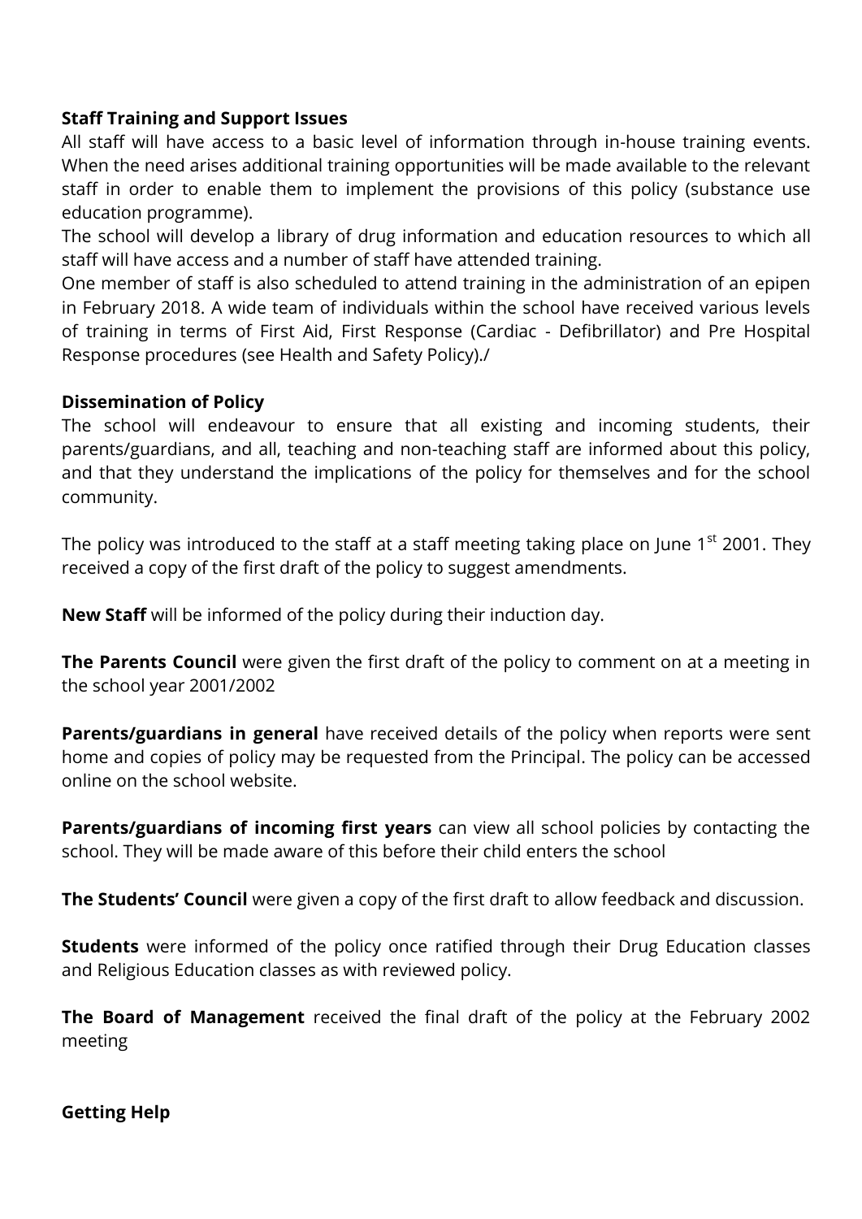**Staff Training and Support Issues**

All staff will have access to a basic level of information through in-house training events. When the need arises additional training opportunities will be made available to the relevant staff in order to enable them to implement the provisions of this policy (substance use education programme).

The school will develop a library of drug information and education resources to which all staff will have access and a number of staff have attended training.

One member of staff is also scheduled to attend training in the administration of an epipen in February 2018. A wide team of individuals within the school have received various levels of training in terms of First Aid, First Response (Cardiac - Defibrillator) and Pre Hospital Response procedures (see Health and Safety Policy)./

**Dissemination of Policy**

The school will endeavour to ensure that all existing and incoming students, their parents/guardians, and all, teaching and non-teaching staff are informed about this policy, and that they understand the implications of the policy for themselves and for the school community.

The policy was introduced to the staff at a staff meeting taking place on June 1st 2001. They received a copy of the first draft of the policy to suggest amendments.

**New Staff** will be informed of the policy during their induction day.

**The Parents Council** were given the first draft of the policy to comment on at a meeting in the school year 2001/2002

**Parents/guardians in general** have received details of the policy when reports were sent home and copies of policy may be requested from the Principal. The policy can be accessed online on the school website.

**Parents/guardians of incoming first years** can view all school policies by contacting the school. They will be made aware of this before their child enters the school

**The Students' Council** were given a copy of the first draft to allow feedback and discussion.

**Students** were informed of the policy once ratified through their Drug Education classes and Religious Education classes as with reviewed policy.

**The Board of Management** received the final draft of the policy at the February 2002 meeting

**Getting Help**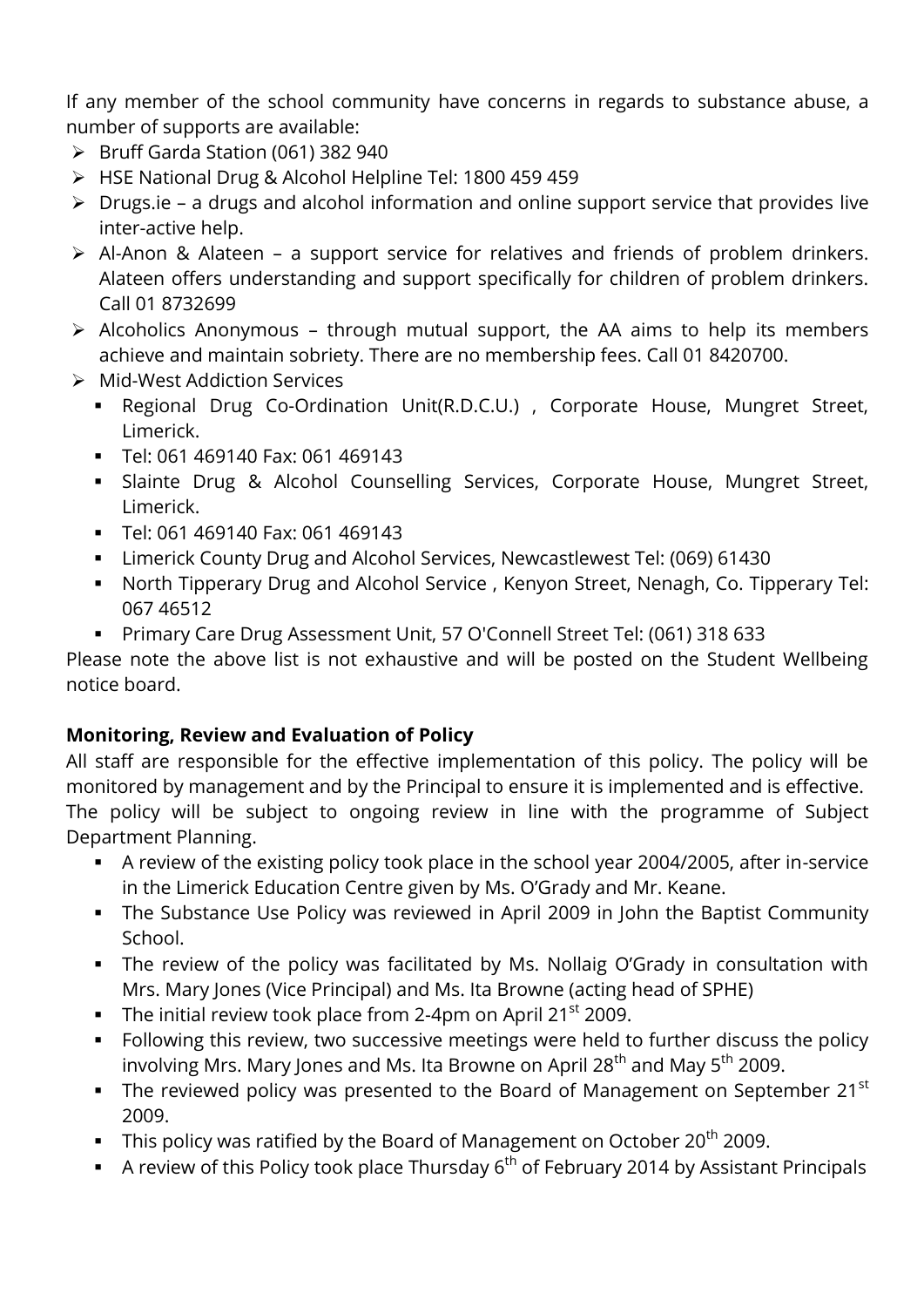If any member of the school community have concerns in regards to substance abuse, a number of supports are available:

- Bruff Garda Station (061) 382 940
- HSE National Drug & Alcohol Helpline Tel: 1800 459 459
- Drugs.ie – a drugs and alcohol information and online support service that provides live inter-active help.
- Al-Anon & Alateen – a support service for relatives and friends of problem drinkers. Alateen offers understanding and support specifically for children of problem drinkers. Call 01 8732699
- Alcoholics Anonymous – through mutual support, the AA aims to help its members achieve and maintain sobriety. There are no membership fees. Call 01 8420700.
- Mid-West Addiction Services
  - Regional Drug Co-Ordination Unit(R.D.C.U.) , Corporate House, Mungret Street, Limerick.
  - Tel: 061 469140 Fax: 061 469143
  - Slainte Drug & Alcohol Counselling Services, Corporate House, Mungret Street, Limerick.
  - Tel: 061 469140 Fax: 061 469143
  - Limerick County Drug and Alcohol Services, Newcastlewest Tel: (069) 61430
  - North Tipperary Drug and Alcohol Service , Kenyon Street, Nenagh, Co. Tipperary Tel: 067 46512
  - Primary Care Drug Assessment Unit, 57 O'Connell Street Tel: (061) 318 633

Please note the above list is not exhaustive and will be posted on the Student Wellbeing notice board.

**Monitoring, Review and Evaluation of Policy**

All staff are responsible for the effective implementation of this policy. The policy will be monitored by management and by the Principal to ensure it is implemented and is effective. The policy will be subject to ongoing review in line with the programme of Subject Department Planning.

- A review of the existing policy took place in the school year 2004/2005, after in-service in the Limerick Education Centre given by Ms. O'Grady and Mr. Keane.
- The Substance Use Policy was reviewed in April 2009 in John the Baptist Community School.
- The review of the policy was facilitated by Ms. Nollaig O'Grady in consultation with Mrs. Mary Jones (Vice Principal) and Ms. Ita Browne (acting head of SPHE)
- The initial review took place from 2-4pm on April 21st 2009.
- Following this review, two successive meetings were held to further discuss the policy involving Mrs. Mary Jones and Ms. Ita Browne on April 28th and May 5th 2009.
- The reviewed policy was presented to the Board of Management on September 21st 2009.
- This policy was ratified by the Board of Management on October 20th 2009.
- A review of this Policy took place Thursday 6th of February 2014 by Assistant Principals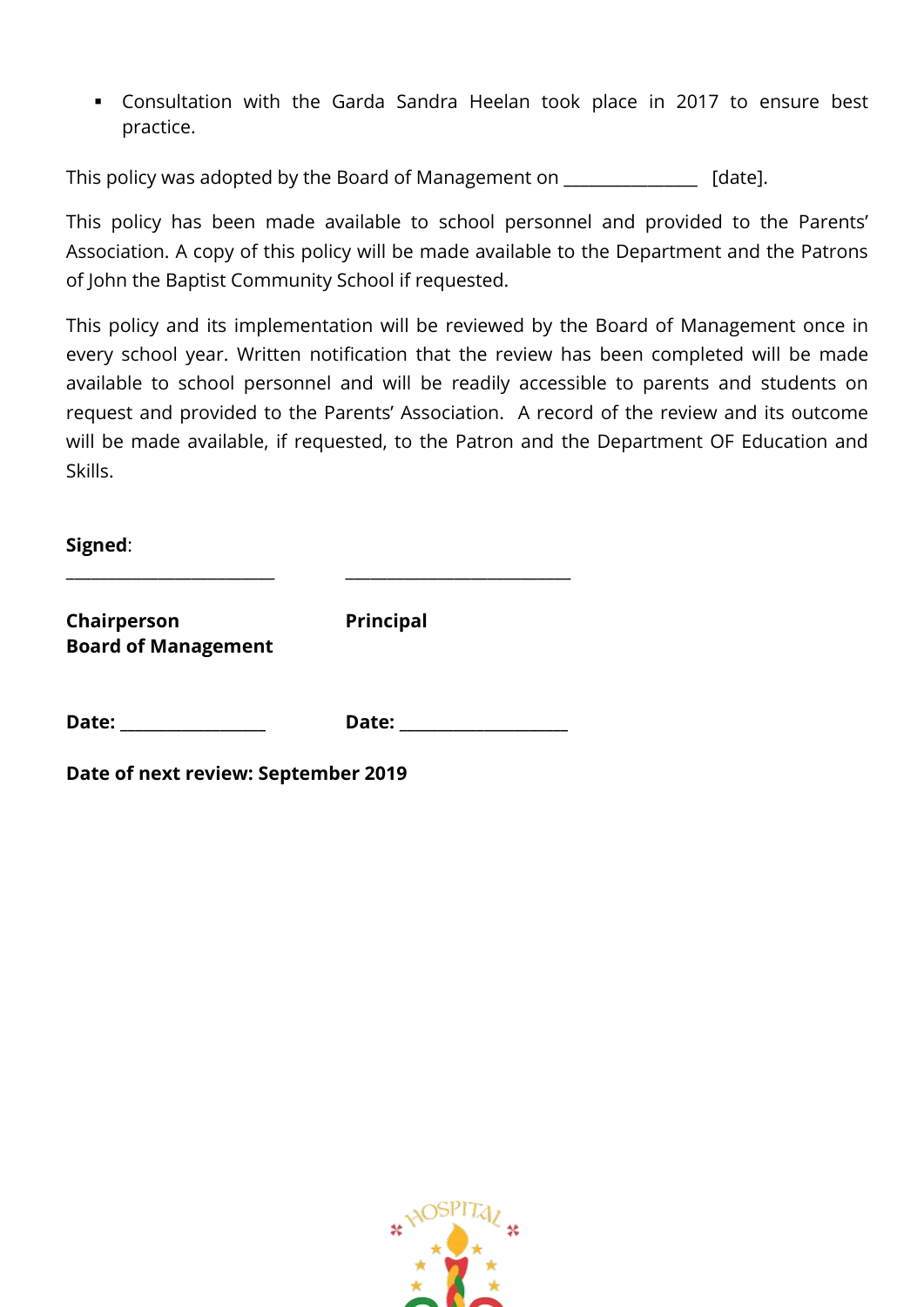- Consultation with the Garda Sandra Heelan took place in 2017 to ensure best practice.

This policy was adopted by the Board of Management on _______________ [date].

This policy has been made available to school personnel and provided to the Parents' Association. A copy of this policy will be made available to the Department and the Patrons of John the Baptist Community School if requested.

This policy and its implementation will be reviewed by the Board of Management once in every school year. Written notification that the review has been completed will be made available to school personnel and will be readily accessible to parents and students on request and provided to the Parents' Association. A record of the review and its outcome will be made available, if requested, to the Patron and the Department OF Education and Skills.

**Signed**:

________________________ ________________________

**Chairperson** **Principal**
**Board of Management**

**Date:** ________________ **Date:** ___________________

**Date of next review: September 2019**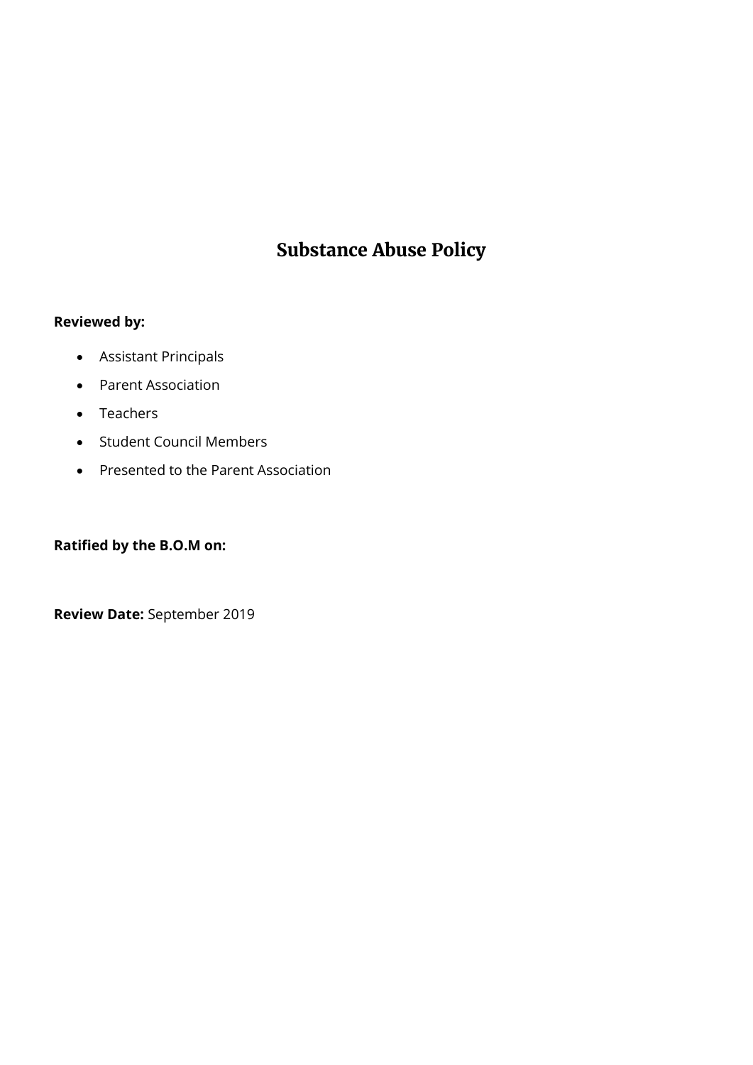# Substance Abuse Policy

**Reviewed by:**

- Assistant Principals
- Parent Association
- Teachers
- Student Council Members
- Presented to the Parent Association

**Ratified by the B.O.M on:**

**Review Date:** September 2019